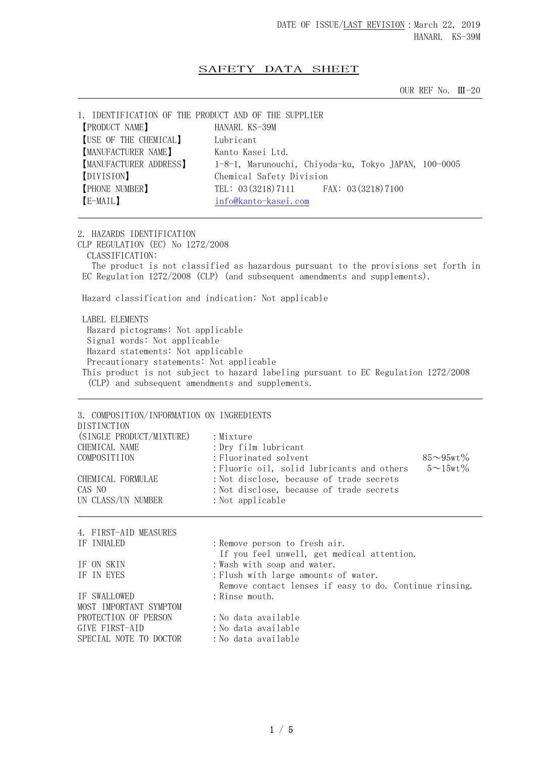DATE OF ISSUE/LAST REVISION：March 22, 2019
HANARL KS-39M

# SAFETY DATA SHEET

OUR REF No. Ⅲ-20

## 1. IDENTIFICATION OF THE PRODUCT AND OF THE SUPPLIER

| | |
|---|---|
| 【PRODUCT NAME】 | HANARL KS-39M |
| 【USE OF THE CHEMICAL】 | Lubricant |
| 【MANUFACTURER NAME】 | Kanto Kasei Ltd. |
| 【MANUFACTURER ADDRESS】 | 1-8-1, Marunouchi, Chiyoda-ku, Tokyo JAPAN, 100-0005 |
| 【DIVISION】 | Chemical Safety Division |
| 【PHONE NUMBER】 | TEL: 03(3218)7111 FAX: 03(3218)7100 |
| 【E-MAIL】 | info@kanto-kasei.com |

## 2. HAZARDS IDENTIFICATION

CLP REGULATION (EC) No 1272/2008

CLASSIFICATION:

The product is not classified as hazardous pursuant to the provisions set forth in EC Regulation 1272/2008 (CLP) (and subsequent amendments and supplements).

Hazard classification and indication: Not applicable

LABEL ELEMENTS

Hazard pictograms: Not applicable
Signal words: Not applicable
Hazard statements: Not applicable
Precautionary statements: Not applicable

This product is not subject to hazard labeling pursuant to EC Regulation 1272/2008 (CLP) and subsequent amendments and supplements.

## 3. COMPOSITION/INFORMATION ON INGREDIENTS

| | | |
|---|---|---|
| DISTINCTION (SINGLE PRODUCT/MIXTURE) | :Mixture | |
| CHEMICAL NAME | :Dry film lubricant | |
| COMPOSITIION | :Fluorinated solvent | 85～95wt% |
| | :Fluoric oil, solid lubricants and others | 5～15wt% |
| CHEMICAL FORMULAE | :Not disclose, because of trade secrets | |
| CAS NO | :Not disclose, because of trade secrets | |
| UN CLASS/UN NUMBER | :Not applicable | |

## 4. FIRST-AID MEASURES

| | |
|---|---|
| IF INHALED | :Remove person to fresh air. If you feel unwell, get medical attention. |
| IF ON SKIN | :Wash with soap and water. |
| IF IN EYES | :Flush with large amounts of water. Remove contact lenses if easy to do. Continue rinsing. |
| IF SWALLOWED | :Rinse mouth. |
| MOST IMPORTANT SYMPTOM | |
| PROTECTION OF PERSON | :No data available |
| GIVE FIRST-AID | :No data available |
| SPECIAL NOTE TO DOCTOR | :No data available |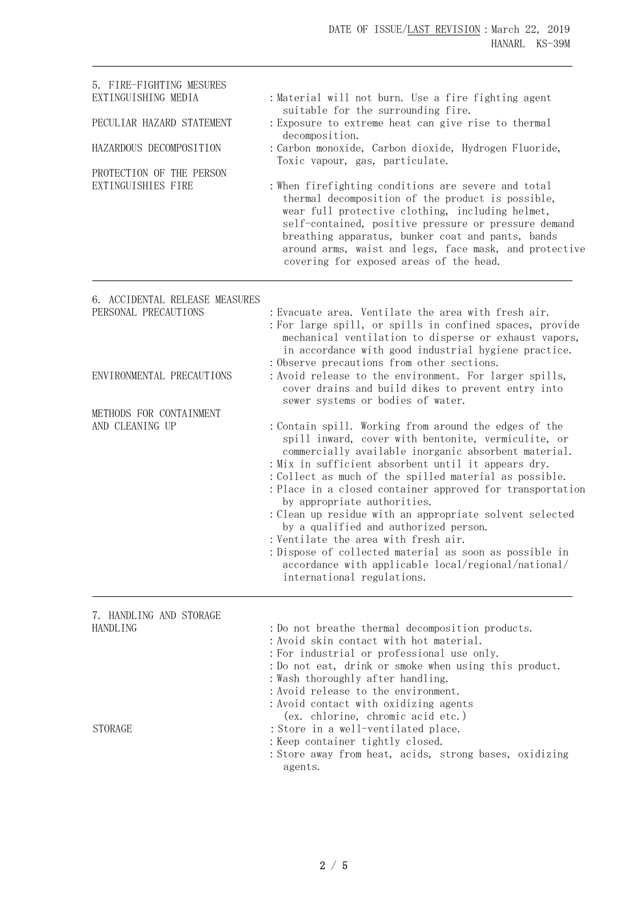## 5. FIRE-FIGHTING MESURES

**EXTINGUISHING MEDIA**
: Material will not burn. Use a fire fighting agent suitable for the surrounding fire.

**PECULIAR HAZARD STATEMENT**
: Exposure to extreme heat can give rise to thermal decomposition.

**HAZARDOUS DECOMPOSITION**
: Carbon monoxide, Carbon dioxide, Hydrogen Fluoride, Toxic vapour, gas, particulate.

**PROTECTION OF THE PERSON EXTINGUISHIES FIRE**
: When firefighting conditions are severe and total thermal decomposition of the product is possible, wear full protective clothing, including helmet, self-contained, positive pressure or pressure demand breathing apparatus, bunker coat and pants, bands around arms, waist and legs, face mask, and protective covering for exposed areas of the head.

## 6. ACCIDENTAL RELEASE MEASURES

**PERSONAL PRECAUTIONS**
: Evacuate area. Ventilate the area with fresh air.
: For large spill, or spills in confined spaces, provide mechanical ventilation to disperse or exhaust vapors, in accordance with good industrial hygiene practice.
: Observe precautions from other sections.

**ENVIRONMENTAL PRECAUTIONS**
: Avoid release to the environment. For larger spills, cover drains and build dikes to prevent entry into sewer systems or bodies of water.

**METHODS FOR CONTAINMENT AND CLEANING UP**
: Contain spill. Working from around the edges of the spill inward, cover with bentonite, vermiculite, or commercially available inorganic absorbent material.
: Mix in sufficient absorbent until it appears dry.
: Collect as much of the spilled material as possible.
: Place in a closed container approved for transportation by appropriate authorities.
: Clean up residue with an appropriate solvent selected by a qualified and authorized person.
: Ventilate the area with fresh air.
: Dispose of collected material as soon as possible in accordance with applicable local/regional/national/international regulations.

## 7. HANDLING AND STORAGE

**HANDLING**
: Do not breathe thermal decomposition products.
: Avoid skin contact with hot material.
: For industrial or professional use only.
: Do not eat, drink or smoke when using this product.
: Wash thoroughly after handling.
: Avoid release to the environment.
: Avoid contact with oxidizing agents (ex. chlorine, chromic acid etc.)

**STORAGE**
: Store in a well-ventilated place.
: Keep container tightly closed.
: Store away from heat, acids, strong bases, oxidizing agents.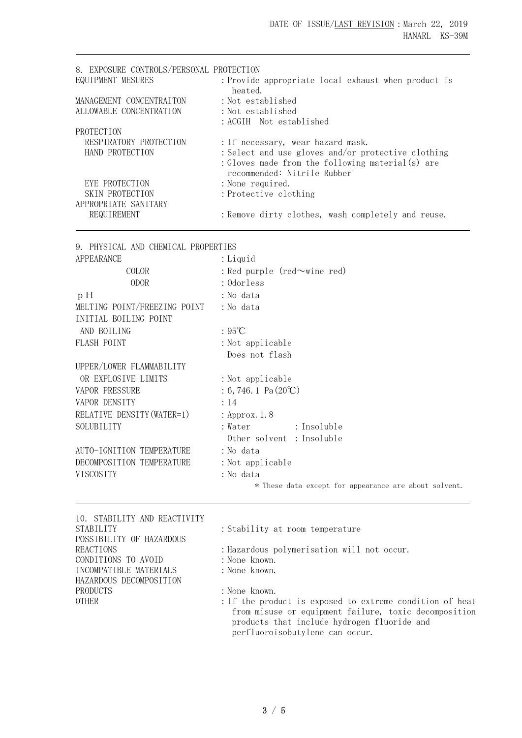## 8. EXPOSURE CONTROLS/PERSONAL PROTECTION

| | |
|---|---|
| EQUIPMENT MESURES | : Provide appropriate local exhaust when product is heated. |
| MANAGEMENT CONCENTRAITON | : Not established |
| ALLOWABLE CONCENTRATION | : Not established |
| | : ACGIH Not established |
| PROTECTION | |
| RESPIRATORY PROTECTION | : If necessary, wear hazard mask. |
| HAND PROTECTION | : Select and use gloves and/or protective clothing |
| | : Gloves made from the following material(s) are recommended: Nitrile Rubber |
| EYE PROTECTION | : None required. |
| SKIN PROTECTION | : Protective clothing |
| APPROPRIATE SANITARY REQUIREMENT | : Remove dirty clothes, wash completely and reuse. |

## 9. PHYSICAL AND CHEMICAL PROPERTIES

| | |
|---|---|
| APPEARANCE | : Liquid |
| COLOR | : Red purple (red～wine red) |
| ODOR | : Odorless |
| pH | : No data |
| MELTING POINT/FREEZING POINT | : No data |
| INITIAL BOILING POINT AND BOILING | : 95℃ |
| FLASH POINT | : Not applicable<br>Does not flash |
| UPPER/LOWER FLAMMABILITY OR EXPLOSIVE LIMITS | : Not applicable |
| VAPOR PRESSURE | : 6,746.1 Pa(20℃) |
| VAPOR DENSITY | : 14 |
| RELATIVE DENSITY(WATER=1) | : Approx. 1.8 |
| SOLUBILITY | : Water : Insoluble<br>Other solvent : Insoluble |
| AUTO-IGNITION TEMPERATURE | : No data |
| DECOMPOSITION TEMPERATURE | : Not applicable |
| VISCOSITY | : No data |

* These data except for appearance are about solvent.

## 10. STABILITY AND REACTIVITY

| | |
|---|---|
| STABILITY | : Stability at room temperature |
| POSSIBILITY OF HAZARDOUS REACTIONS | : Hazardous polymerisation will not occur. |
| CONDITIONS TO AVOID | : None known. |
| INCOMPATIBLE MATERIALS | : None known. |
| HAZARDOUS DECOMPOSITION PRODUCTS | : None known. |
| OTHER | : If the product is exposed to extreme condition of heat from misuse or equipment failure, toxic decomposition products that include hydrogen fluoride and perfluoroisobutylene can occur. |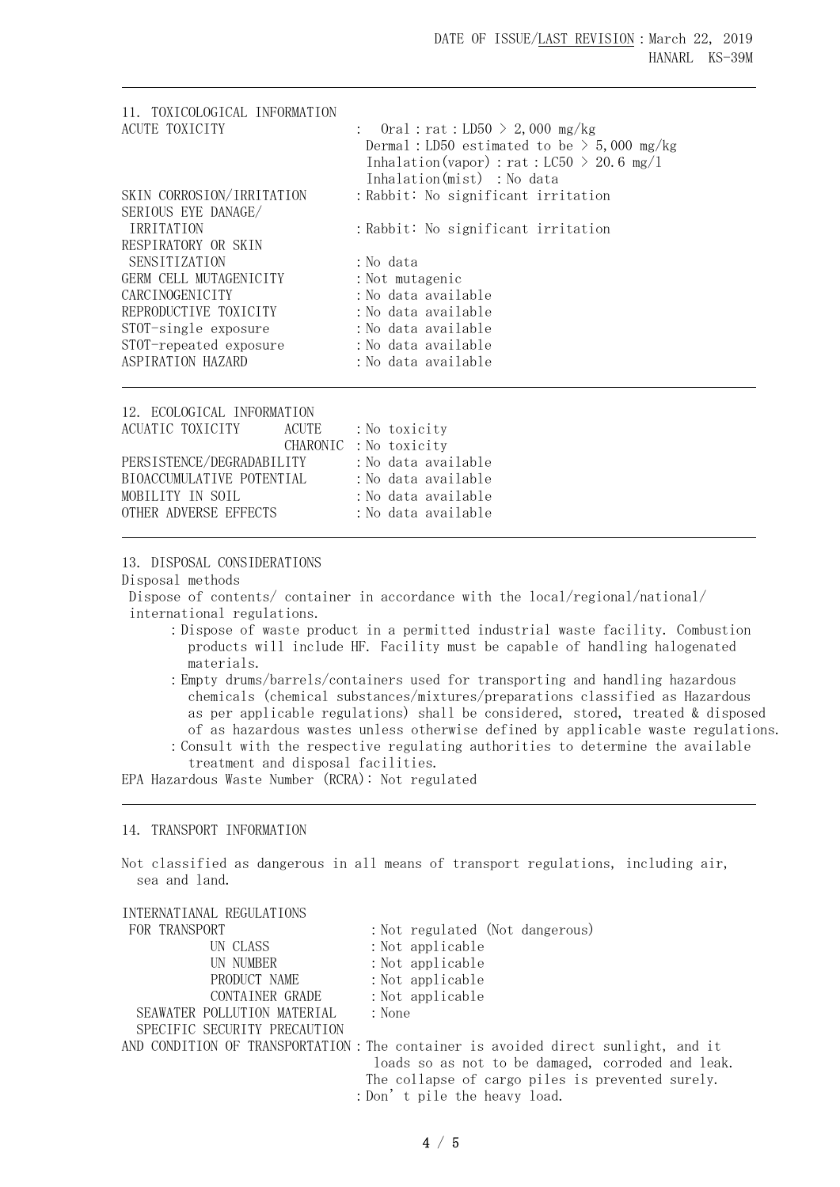## 11. TOXICOLOGICAL INFORMATION

| | |
|---|---|
| ACUTE TOXICITY | : Oral : rat : LD50 > 2,000 mg/kg<br>Dermal : LD50 estimated to be > 5,000 mg/kg<br>Inhalation(vapor) : rat : LC50 > 20.6 mg/l<br>Inhalation(mist) : No data |
| SKIN CORROSION/IRRITATION | : Rabbit: No significant irritation |
| SERIOUS EYE DANAGE/ IRRITATION | : Rabbit: No significant irritation |
| RESPIRATORY OR SKIN SENSITIZATION | : No data |
| GERM CELL MUTAGENICITY | : Not mutagenic |
| CARCINOGENICITY | : No data available |
| REPRODUCTIVE TOXICITY | : No data available |
| STOT-single exposure | : No data available |
| STOT-repeated exposure | : No data available |
| ASPIRATION HAZARD | : No data available |

## 12. ECOLOGICAL INFORMATION

| | | |
|---|---|---|
| ACUATIC TOXICITY | ACUTE | : No toxicity |
| | CHARONIC | : No toxicity |
| PERSISTENCE/DEGRADABILITY | | : No data available |
| BIOACCUMULATIVE POTENTIAL | | : No data available |
| MOBILITY IN SOIL | | : No data available |
| OTHER ADVERSE EFFECTS | | : No data available |

## 13. DISPOSAL CONSIDERATIONS

Disposal methods

Dispose of contents/ container in accordance with the local/regional/national/ international regulations.

- : Dispose of waste product in a permitted industrial waste facility. Combustion products will include HF. Facility must be capable of handling halogenated materials.
- : Empty drums/barrels/containers used for transporting and handling hazardous chemicals (chemical substances/mixtures/preparations classified as Hazardous as per applicable regulations) shall be considered, stored, treated & disposed of as hazardous wastes unless otherwise defined by applicable waste regulations.
- : Consult with the respective regulating authorities to determine the available treatment and disposal facilities.

EPA Hazardous Waste Number (RCRA): Not regulated

## 14. TRANSPORT INFORMATION

Not classified as dangerous in all means of transport regulations, including air, sea and land.

| | |
|---|---|
| INTERNATIANAL REGULATIONS FOR TRANSPORT | : Not regulated (Not dangerous) |
| UN CLASS | : Not applicable |
| UN NUMBER | : Not applicable |
| PRODUCT NAME | : Not applicable |
| CONTAINER GRADE | : Not applicable |
| SEAWATER POLLUTION MATERIAL | : None |
| SPECIFIC SECURITY PRECAUTION AND CONDITION OF TRANSPORTATION | : The container is avoided direct sunlight, and it loads so as not to be damaged, corroded and leak. The collapse of cargo piles is prevented surely.<br>: Don't pile the heavy load. |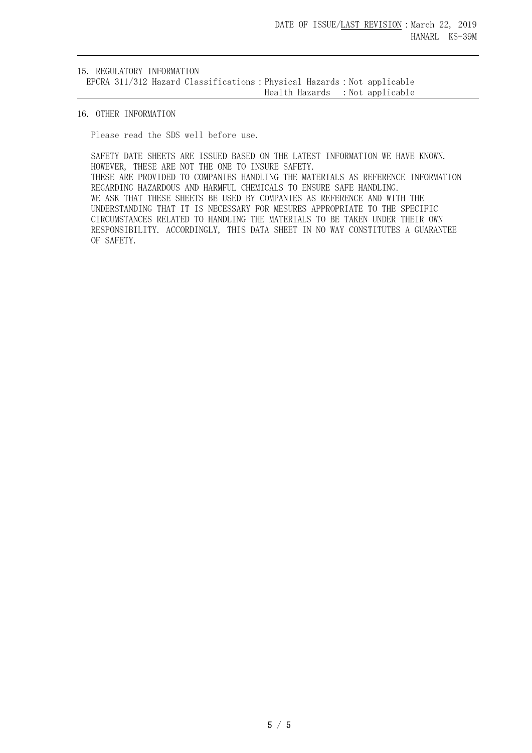## 15. REGULATORY INFORMATION

EPCRA 311/312 Hazard Classifications : Physical Hazards : Not applicable
Health Hazards : Not applicable

## 16. OTHER INFORMATION

Please read the SDS well before use.

SAFETY DATE SHEETS ARE ISSUED BASED ON THE LATEST INFORMATION WE HAVE KNOWN. HOWEVER, THESE ARE NOT THE ONE TO INSURE SAFETY.
THESE ARE PROVIDED TO COMPANIES HANDLING THE MATERIALS AS REFERENCE INFORMATION REGARDING HAZARDOUS AND HARMFUL CHEMICALS TO ENSURE SAFE HANDLING.
WE ASK THAT THESE SHEETS BE USED BY COMPANIES AS REFERENCE AND WITH THE UNDERSTANDING THAT IT IS NECESSARY FOR MESURES APPROPRIATE TO THE SPECIFIC CIRCUMSTANCES RELATED TO HANDLING THE MATERIALS TO BE TAKEN UNDER THEIR OWN RESPONSIBILITY. ACCORDINGLY, THIS DATA SHEET IN NO WAY CONSTITUTES A GUARANTEE OF SAFETY.